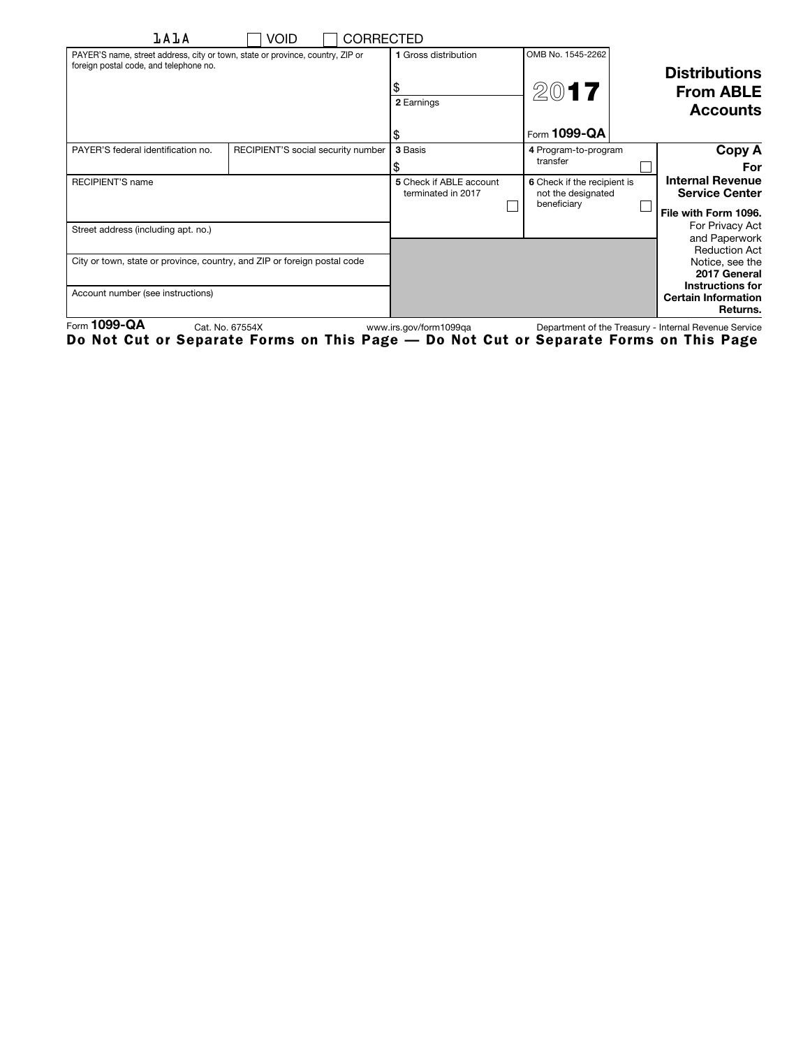1A1A ☐ VOID ☐ CORRECTED

| PAYER'S name, street address, city or town, state or province, country, ZIP or foreign postal code, and telephone no. | | 1 Gross distribution<br>$ | OMB No. 1545-2262<br>2017<br>Form 1099-QA | **Distributions From ABLE Accounts** |
|---|---|---|---|---|
| | | 2 Earnings<br>$ | | |
| PAYER'S federal identification no. | RECIPIENT'S social security number | 3 Basis<br>$ | 4 Program-to-program transfer ☐ | **Copy A For Internal Revenue Service Center** |
| RECIPIENT'S name | | 5 Check if ABLE account terminated in 2017 ☐ | 6 Check if the recipient is not the designated beneficiary ☐ | **File with Form 1096.** |
| Street address (including apt. no.) | | | | For Privacy Act and Paperwork Reduction Act Notice, see the **2017 General Instructions for Certain Information Returns.** |
| City or town, state or province, country, and ZIP or foreign postal code | | | | |
| Account number (see instructions) | | | | |

Form **1099-QA** Cat. No. 67554X www.irs.gov/form1099qa Department of the Treasury - Internal Revenue Service

**Do Not Cut or Separate Forms on This Page — Do Not Cut or Separate Forms on This Page**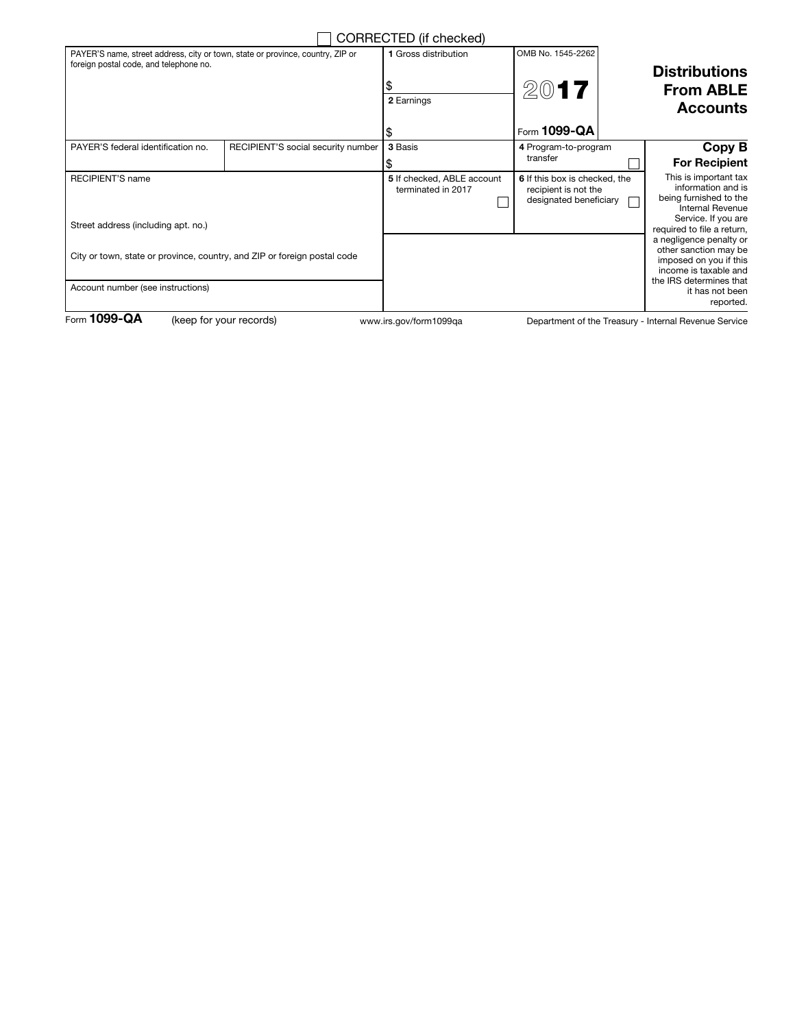☐ CORRECTED (if checked)

| PAYER'S name, street address, city or town, state or province, country, ZIP or foreign postal code, and telephone no. | | 1 Gross distribution<br>$<br>2 Earnings<br>$ | OMB No. 1545-2262<br>**2017**<br>Form **1099-QA** | **Distributions From ABLE Accounts** |
|---|---|---|---|---|
| PAYER'S federal identification no. | RECIPIENT'S social security number | 3 Basis<br>$ | 4 Program-to-program transfer ☐ | **Copy B**<br>**For Recipient** |
| RECIPIENT'S name<br><br>Street address (including apt. no.)<br><br>City or town, state or province, country, and ZIP or foreign postal code<br><br>Account number (see instructions) | | 5 If checked, ABLE account terminated in 2017 ☐ | 6 If this box is checked, the recipient is not the designated beneficiary ☐ | This is important tax information and is being furnished to the Internal Revenue Service. If you are required to file a return, a negligence penalty or other sanction may be imposed on you if this income is taxable and the IRS determines that it has not been reported. |

Form **1099-QA** (keep for your records) www.irs.gov/form1099qa Department of the Treasury - Internal Revenue Service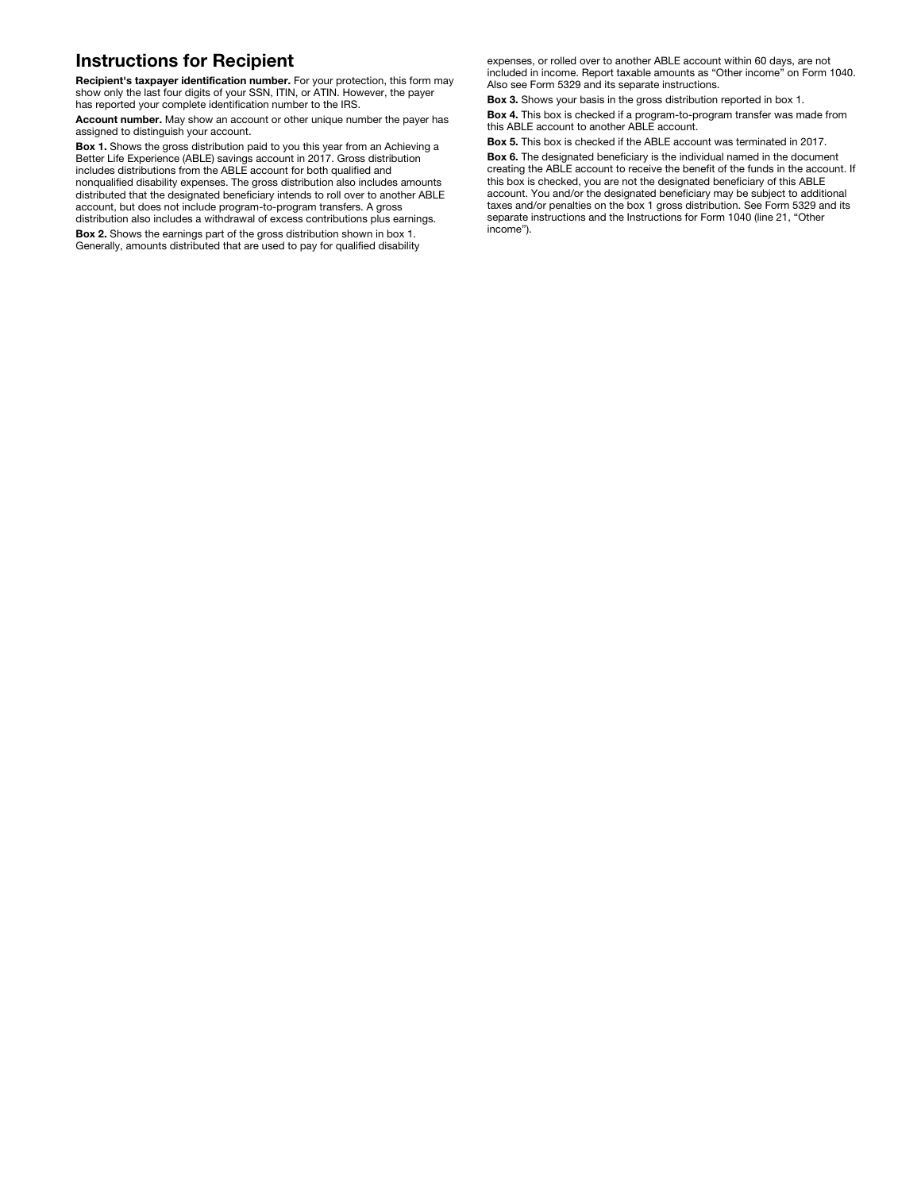## Instructions for Recipient

**Recipient's taxpayer identification number.** For your protection, this form may show only the last four digits of your SSN, ITIN, or ATIN. However, the payer has reported your complete identification number to the IRS.

**Account number.** May show an account or other unique number the payer has assigned to distinguish your account.

**Box 1.** Shows the gross distribution paid to you this year from an Achieving a Better Life Experience (ABLE) savings account in 2017. Gross distribution includes distributions from the ABLE account for both qualified and nonqualified disability expenses. The gross distribution also includes amounts distributed that the designated beneficiary intends to roll over to another ABLE account, but does not include program-to-program transfers. A gross distribution also includes a withdrawal of excess contributions plus earnings.

**Box 2.** Shows the earnings part of the gross distribution shown in box 1. Generally, amounts distributed that are used to pay for qualified disability expenses, or rolled over to another ABLE account within 60 days, are not included in income. Report taxable amounts as "Other income" on Form 1040. Also see Form 5329 and its separate instructions.

**Box 3.** Shows your basis in the gross distribution reported in box 1.

**Box 4.** This box is checked if a program-to-program transfer was made from this ABLE account to another ABLE account.

**Box 5.** This box is checked if the ABLE account was terminated in 2017.

**Box 6.** The designated beneficiary is the individual named in the document creating the ABLE account to receive the benefit of the funds in the account. If this box is checked, you are not the designated beneficiary of this ABLE account. You and/or the designated beneficiary may be subject to additional taxes and/or penalties on the box 1 gross distribution. See Form 5329 and its separate instructions and the Instructions for Form 1040 (line 21, "Other income").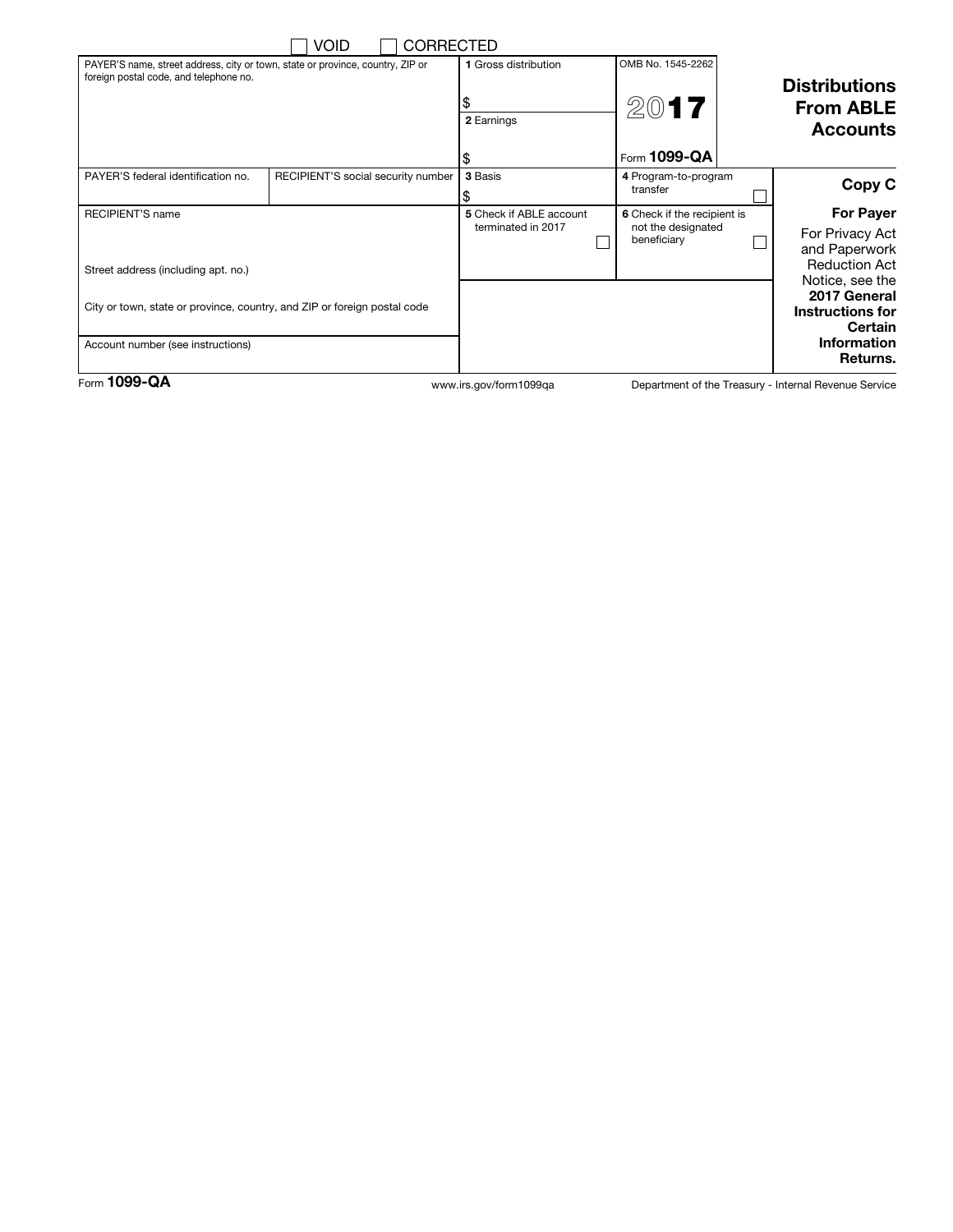☐ VOID ☐ CORRECTED

| PAYER'S name, street address, city or town, state or province, country, ZIP or foreign postal code, and telephone no. | | 1 Gross distribution<br>$<br>2 Earnings<br>$ | OMB No. 1545-2262<br>2017<br>Form 1099-QA | **Distributions From ABLE Accounts** |
|---|---|---|---|---|
| PAYER'S federal identification no. | RECIPIENT'S social security number | 3 Basis<br>$ | 4 Program-to-program transfer ☐ | **Copy C** |
| RECIPIENT'S name<br><br>Street address (including apt. no.)<br><br>City or town, state or province, country, and ZIP or foreign postal code | | 5 Check if ABLE account terminated in 2017 ☐ | 6 Check if the recipient is not the designated beneficiary ☐ | **For Payer**<br>For Privacy Act and Paperwork Reduction Act Notice, see the **2017 General Instructions for Certain Information Returns.** |
| Account number (see instructions) | | | | |

Form **1099-QA** www.irs.gov/form1099qa Department of the Treasury - Internal Revenue Service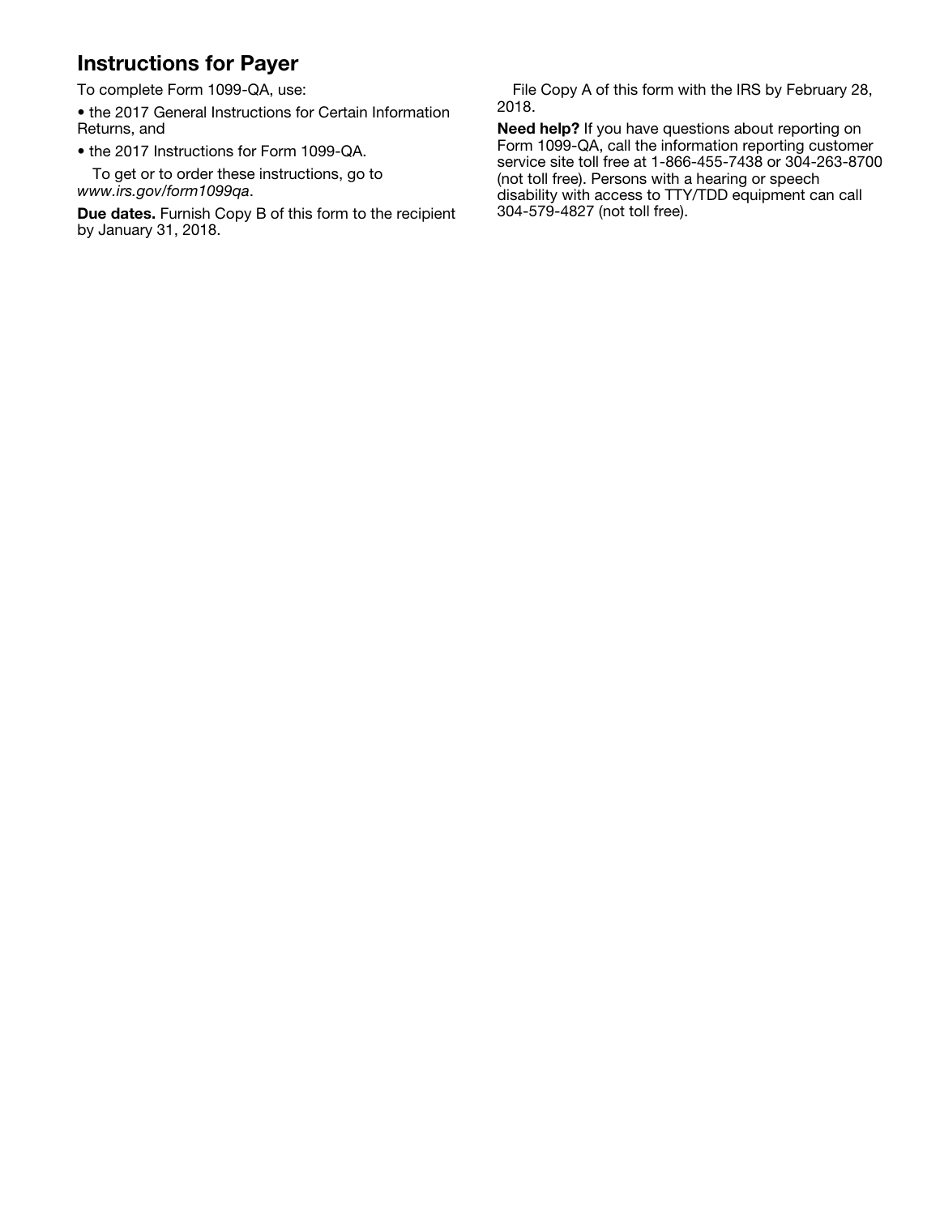## Instructions for Payer

To complete Form 1099-QA, use:

- the 2017 General Instructions for Certain Information Returns, and
- the 2017 Instructions for Form 1099-QA.

To get or to order these instructions, go to *www.irs.gov/form1099qa*.

**Due dates.** Furnish Copy B of this form to the recipient by January 31, 2018.

File Copy A of this form with the IRS by February 28, 2018.

**Need help?** If you have questions about reporting on Form 1099-QA, call the information reporting customer service site toll free at 1-866-455-7438 or 304-263-8700 (not toll free). Persons with a hearing or speech disability with access to TTY/TDD equipment can call 304-579-4827 (not toll free).